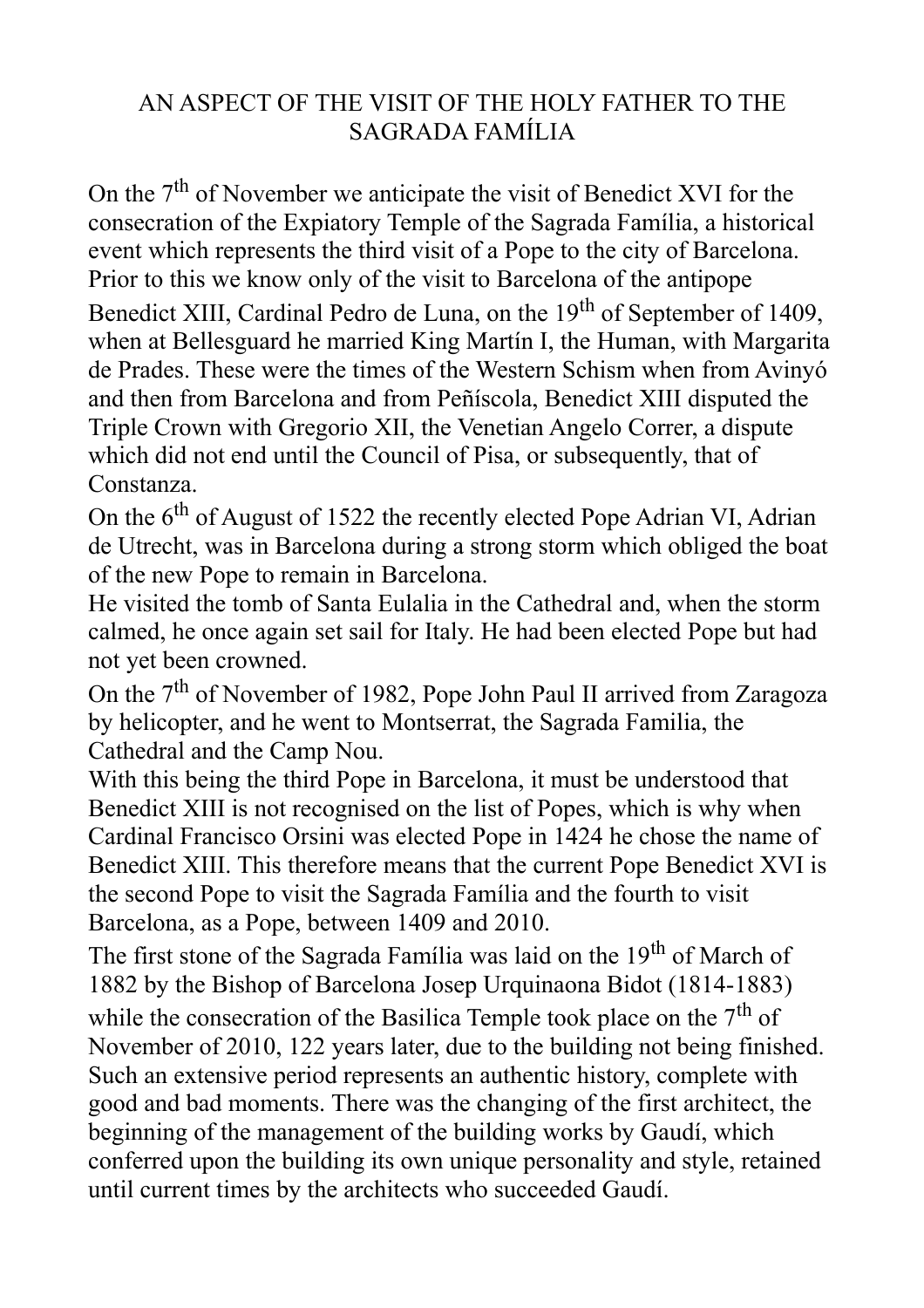# AN ASPECT OF THE VISIT OF THE HOLY FATHER TO THE SAGRADA FAMÍLIA

On the 7th of November we anticipate the visit of Benedict XVI for the consecration of the Expiatory Temple of the Sagrada Família, a historical event which represents the third visit of a Pope to the city of Barcelona. Prior to this we know only of the visit to Barcelona of the antipope Benedict XIII, Cardinal Pedro de Luna, on the 19th of September of 1409, when at Bellesguard he married King Martín I, the Human, with Margarita de Prades. These were the times of the Western Schism when from Avinyó and then from Barcelona and from Peñíscola, Benedict XIII disputed the Triple Crown with Gregorio XII, the Venetian Angelo Correr, a dispute which did not end until the Council of Pisa, or subsequently, that of Constanza.

On the 6th of August of 1522 the recently elected Pope Adrian VI, Adrian de Utrecht, was in Barcelona during a strong storm which obliged the boat of the new Pope to remain in Barcelona.

He visited the tomb of Santa Eulalia in the Cathedral and, when the storm calmed, he once again set sail for Italy. He had been elected Pope but had not yet been crowned.

On the 7th of November of 1982, Pope John Paul II arrived from Zaragoza by helicopter, and he went to Montserrat, the Sagrada Familia, the Cathedral and the Camp Nou.

With this being the third Pope in Barcelona, it must be understood that Benedict XIII is not recognised on the list of Popes, which is why when Cardinal Francisco Orsini was elected Pope in 1424 he chose the name of Benedict XIII. This therefore means that the current Pope Benedict XVI is the second Pope to visit the Sagrada Família and the fourth to visit Barcelona, as a Pope, between 1409 and 2010.

The first stone of the Sagrada Família was laid on the 19th of March of 1882 by the Bishop of Barcelona Josep Urquinaona Bidot (1814-1883) while the consecration of the Basilica Temple took place on the 7th of November of 2010, 122 years later, due to the building not being finished. Such an extensive period represents an authentic history, complete with good and bad moments. There was the changing of the first architect, the beginning of the management of the building works by Gaudí, which conferred upon the building its own unique personality and style, retained until current times by the architects who succeeded Gaudí.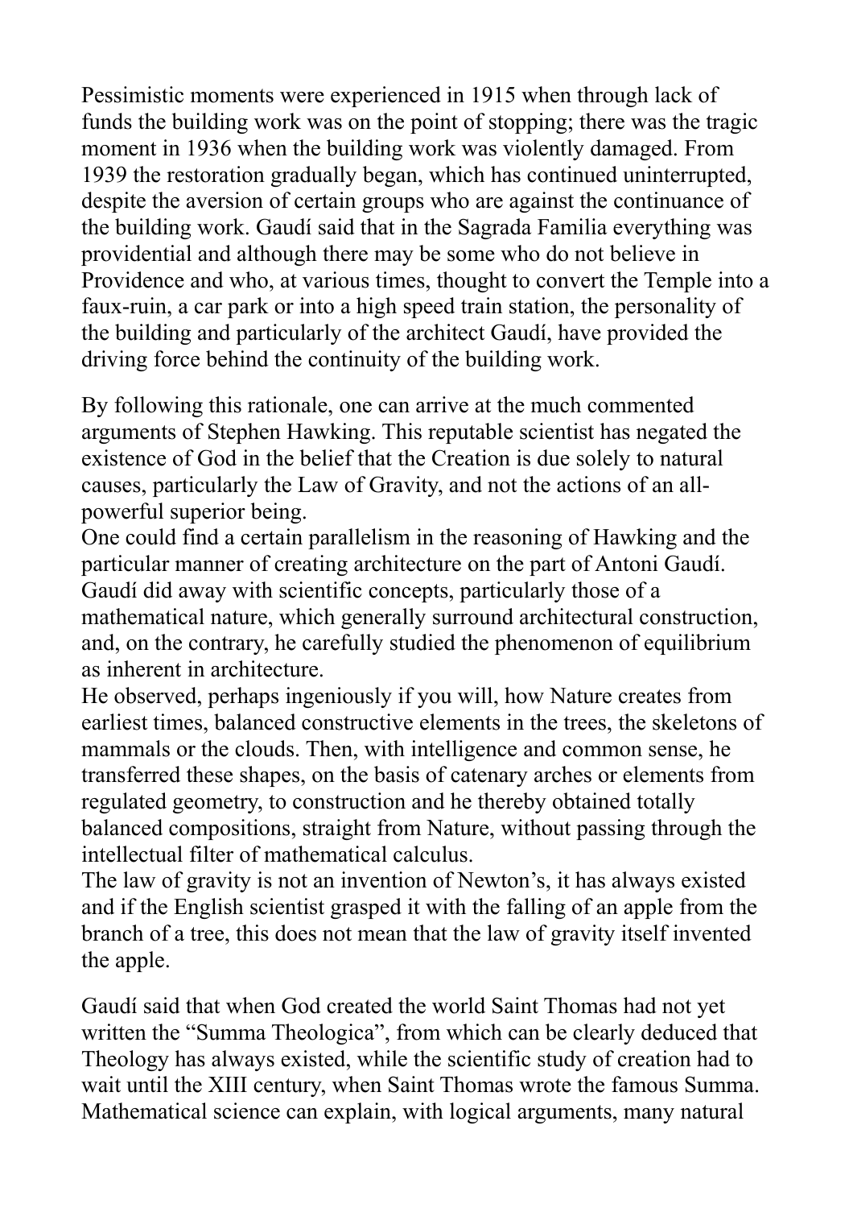Pessimistic moments were experienced in 1915 when through lack of funds the building work was on the point of stopping; there was the tragic moment in 1936 when the building work was violently damaged. From 1939 the restoration gradually began, which has continued uninterrupted, despite the aversion of certain groups who are against the continuance of the building work. Gaudí said that in the Sagrada Familia everything was providential and although there may be some who do not believe in Providence and who, at various times, thought to convert the Temple into a faux-ruin, a car park or into a high speed train station, the personality of the building and particularly of the architect Gaudí, have provided the driving force behind the continuity of the building work.

By following this rationale, one can arrive at the much commented arguments of Stephen Hawking. This reputable scientist has negated the existence of God in the belief that the Creation is due solely to natural causes, particularly the Law of Gravity, and not the actions of an all-powerful superior being.
One could find a certain parallelism in the reasoning of Hawking and the particular manner of creating architecture on the part of Antoni Gaudí. Gaudí did away with scientific concepts, particularly those of a mathematical nature, which generally surround architectural construction, and, on the contrary, he carefully studied the phenomenon of equilibrium as inherent in architecture.
He observed, perhaps ingeniously if you will, how Nature creates from earliest times, balanced constructive elements in the trees, the skeletons of mammals or the clouds. Then, with intelligence and common sense, he transferred these shapes, on the basis of catenary arches or elements from regulated geometry, to construction and he thereby obtained totally balanced compositions, straight from Nature, without passing through the intellectual filter of mathematical calculus.
The law of gravity is not an invention of Newton's, it has always existed and if the English scientist grasped it with the falling of an apple from the branch of a tree, this does not mean that the law of gravity itself invented the apple.

Gaudí said that when God created the world Saint Thomas had not yet written the "Summa Theologica", from which can be clearly deduced that Theology has always existed, while the scientific study of creation had to wait until the XIII century, when Saint Thomas wrote the famous Summa. Mathematical science can explain, with logical arguments, many natural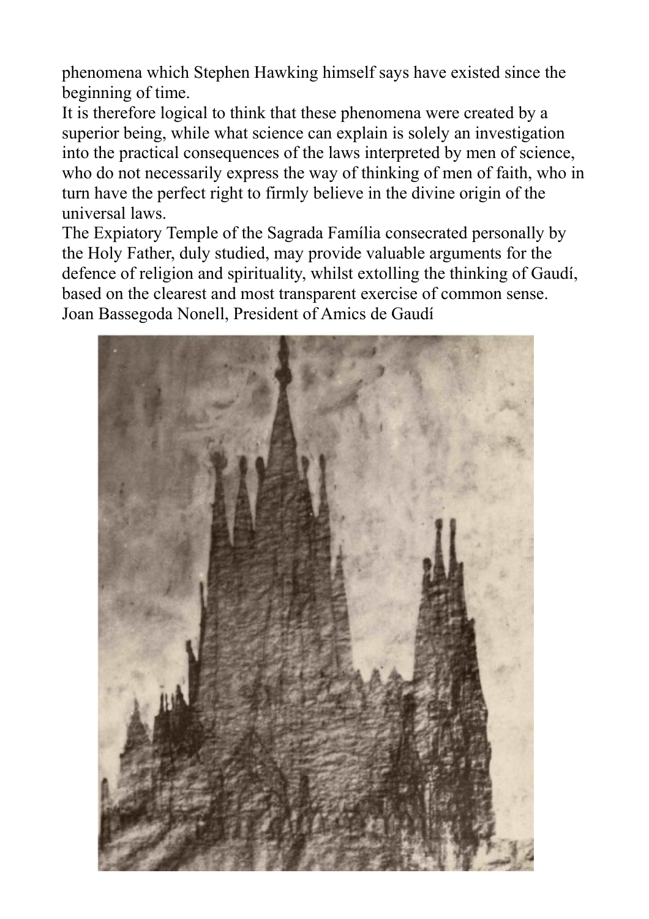phenomena which Stephen Hawking himself says have existed since the beginning of time.

It is therefore logical to think that these phenomena were created by a superior being, while what science can explain is solely an investigation into the practical consequences of the laws interpreted by men of science, who do not necessarily express the way of thinking of men of faith, who in turn have the perfect right to firmly believe in the divine origin of the universal laws.

The Expiatory Temple of the Sagrada Família consecrated personally by the Holy Father, duly studied, may provide valuable arguments for the defence of religion and spirituality, whilst extolling the thinking of Gaudí, based on the clearest and most transparent exercise of common sense.

Joan Bassegoda Nonell, President of Amics de Gaudí